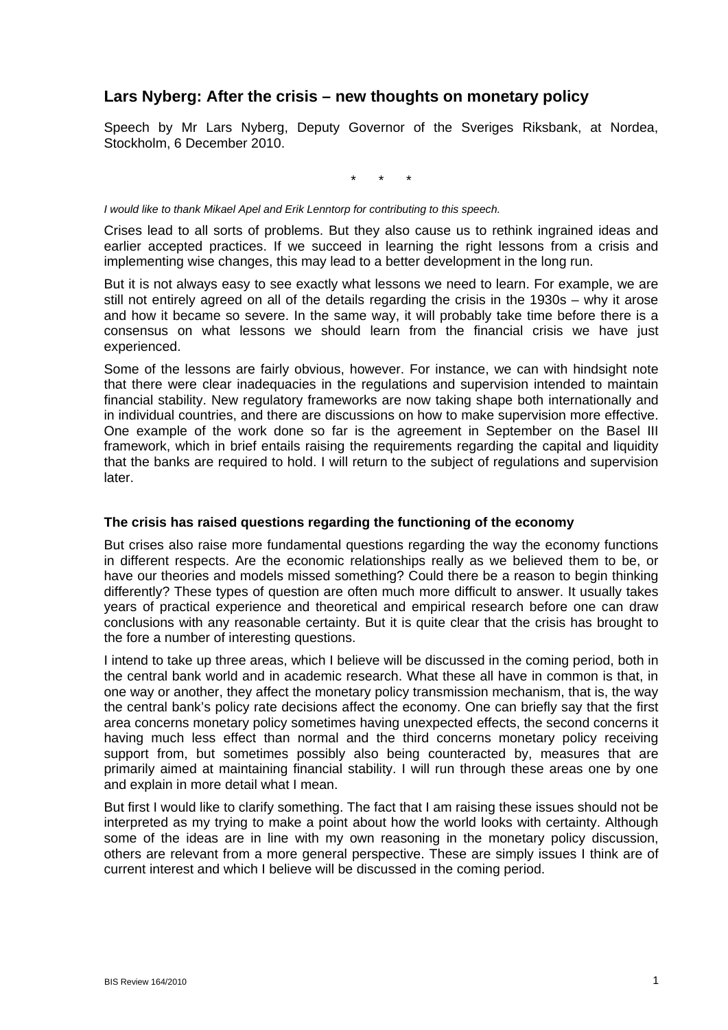# Lars Nyberg: After the crisis – new thoughts on monetary policy

Speech by Mr Lars Nyberg, Deputy Governor of the Sveriges Riksbank, at Nordea, Stockholm, 6 December 2010.

\* \* \*

*I would like to thank Mikael Apel and Erik Lenntorp for contributing to this speech.*

Crises lead to all sorts of problems. But they also cause us to rethink ingrained ideas and earlier accepted practices. If we succeed in learning the right lessons from a crisis and implementing wise changes, this may lead to a better development in the long run.

But it is not always easy to see exactly what lessons we need to learn. For example, we are still not entirely agreed on all of the details regarding the crisis in the 1930s – why it arose and how it became so severe. In the same way, it will probably take time before there is a consensus on what lessons we should learn from the financial crisis we have just experienced.

Some of the lessons are fairly obvious, however. For instance, we can with hindsight note that there were clear inadequacies in the regulations and supervision intended to maintain financial stability. New regulatory frameworks are now taking shape both internationally and in individual countries, and there are discussions on how to make supervision more effective. One example of the work done so far is the agreement in September on the Basel III framework, which in brief entails raising the requirements regarding the capital and liquidity that the banks are required to hold. I will return to the subject of regulations and supervision later.

## The crisis has raised questions regarding the functioning of the economy

But crises also raise more fundamental questions regarding the way the economy functions in different respects. Are the economic relationships really as we believed them to be, or have our theories and models missed something? Could there be a reason to begin thinking differently? These types of question are often much more difficult to answer. It usually takes years of practical experience and theoretical and empirical research before one can draw conclusions with any reasonable certainty. But it is quite clear that the crisis has brought to the fore a number of interesting questions.

I intend to take up three areas, which I believe will be discussed in the coming period, both in the central bank world and in academic research. What these all have in common is that, in one way or another, they affect the monetary policy transmission mechanism, that is, the way the central bank's policy rate decisions affect the economy. One can briefly say that the first area concerns monetary policy sometimes having unexpected effects, the second concerns it having much less effect than normal and the third concerns monetary policy receiving support from, but sometimes possibly also being counteracted by, measures that are primarily aimed at maintaining financial stability. I will run through these areas one by one and explain in more detail what I mean.

But first I would like to clarify something. The fact that I am raising these issues should not be interpreted as my trying to make a point about how the world looks with certainty. Although some of the ideas are in line with my own reasoning in the monetary policy discussion, others are relevant from a more general perspective. These are simply issues I think are of current interest and which I believe will be discussed in the coming period.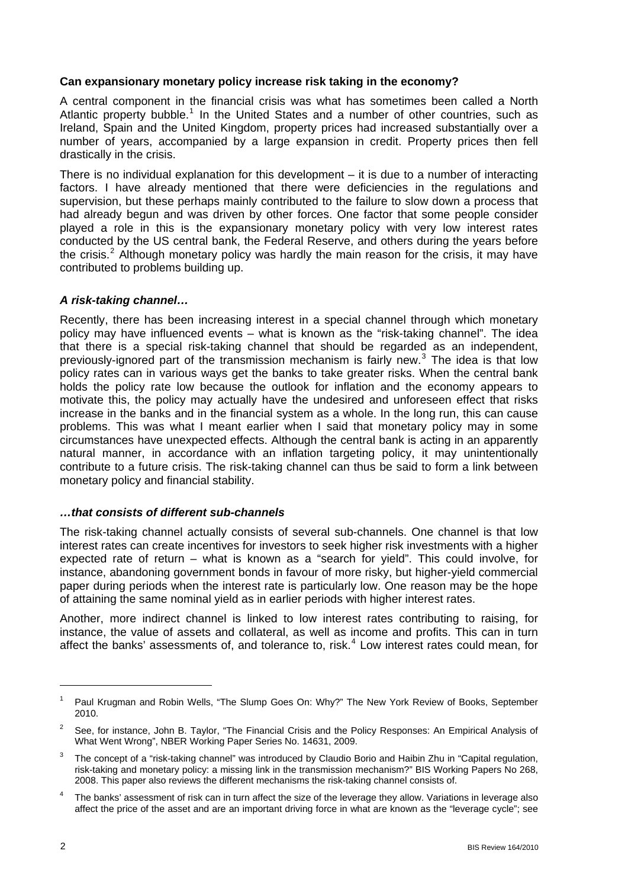**Can expansionary monetary policy increase risk taking in the economy?**

A central component in the financial crisis was what has sometimes been called a North Atlantic property bubble.[1] In the United States and a number of other countries, such as Ireland, Spain and the United Kingdom, property prices had increased substantially over a number of years, accompanied by a large expansion in credit. Property prices then fell drastically in the crisis.

There is no individual explanation for this development – it is due to a number of interacting factors. I have already mentioned that there were deficiencies in the regulations and supervision, but these perhaps mainly contributed to the failure to slow down a process that had already begun and was driven by other forces. One factor that some people consider played a role in this is the expansionary monetary policy with very low interest rates conducted by the US central bank, the Federal Reserve, and others during the years before the crisis.[2] Although monetary policy was hardly the main reason for the crisis, it may have contributed to problems building up.

***A risk-taking channel…***

Recently, there has been increasing interest in a special channel through which monetary policy may have influenced events – what is known as the "risk-taking channel". The idea that there is a special risk-taking channel that should be regarded as an independent, previously-ignored part of the transmission mechanism is fairly new.[3] The idea is that low policy rates can in various ways get the banks to take greater risks. When the central bank holds the policy rate low because the outlook for inflation and the economy appears to motivate this, the policy may actually have the undesired and unforeseen effect that risks increase in the banks and in the financial system as a whole. In the long run, this can cause problems. This was what I meant earlier when I said that monetary policy may in some circumstances have unexpected effects. Although the central bank is acting in an apparently natural manner, in accordance with an inflation targeting policy, it may unintentionally contribute to a future crisis. The risk-taking channel can thus be said to form a link between monetary policy and financial stability.

***…that consists of different sub-channels***

The risk-taking channel actually consists of several sub-channels. One channel is that low interest rates can create incentives for investors to seek higher risk investments with a higher expected rate of return – what is known as a "search for yield". This could involve, for instance, abandoning government bonds in favour of more risky, but higher-yield commercial paper during periods when the interest rate is particularly low. One reason may be the hope of attaining the same nominal yield as in earlier periods with higher interest rates.

Another, more indirect channel is linked to low interest rates contributing to raising, for instance, the value of assets and collateral, as well as income and profits. This can in turn affect the banks' assessments of, and tolerance to, risk.[4] Low interest rates could mean, for

---

[1] Paul Krugman and Robin Wells, "The Slump Goes On: Why?" The New York Review of Books, September 2010.

[2] See, for instance, John B. Taylor, "The Financial Crisis and the Policy Responses: An Empirical Analysis of What Went Wrong", NBER Working Paper Series No. 14631, 2009.

[3] The concept of a "risk-taking channel" was introduced by Claudio Borio and Haibin Zhu in "Capital regulation, risk-taking and monetary policy: a missing link in the transmission mechanism?" BIS Working Papers No 268, 2008. This paper also reviews the different mechanisms the risk-taking channel consists of.

[4] The banks' assessment of risk can in turn affect the size of the leverage they allow. Variations in leverage also affect the price of the asset and are an important driving force in what are known as the "leverage cycle"; see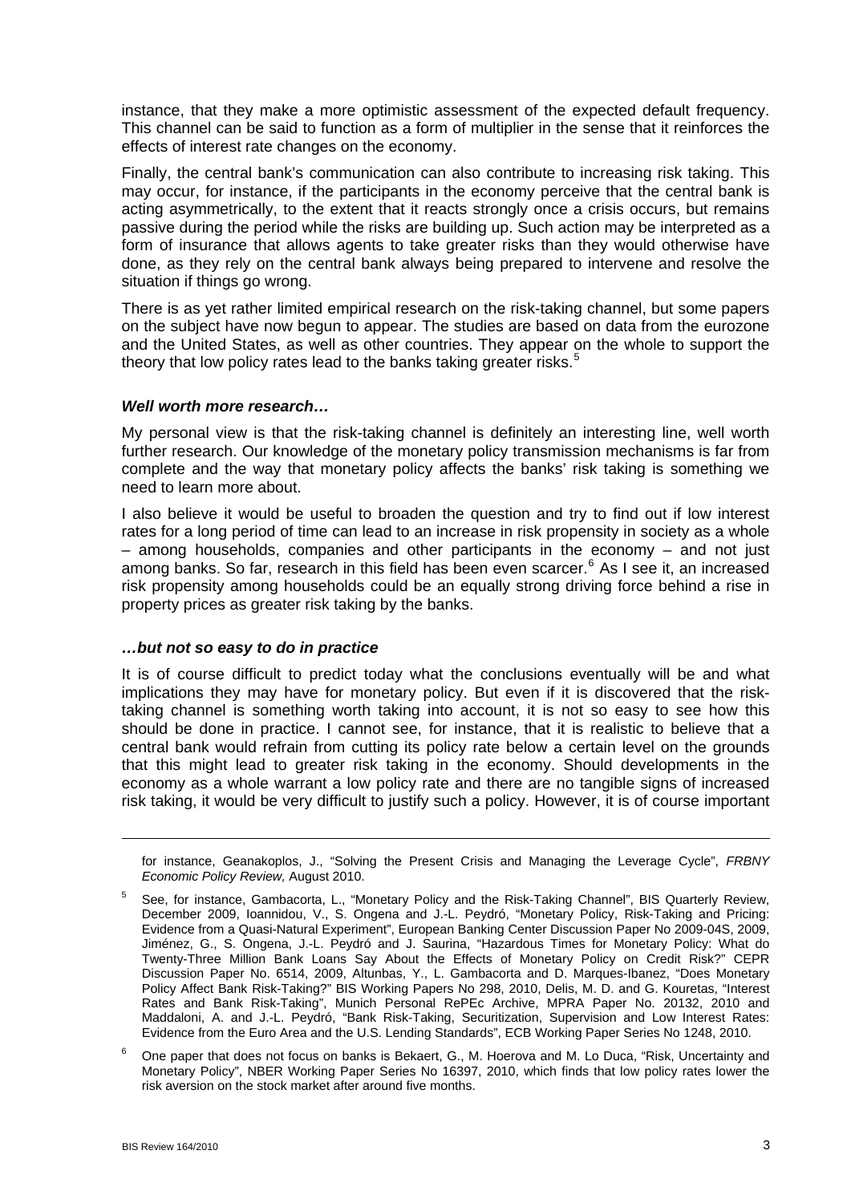instance, that they make a more optimistic assessment of the expected default frequency. This channel can be said to function as a form of multiplier in the sense that it reinforces the effects of interest rate changes on the economy.

Finally, the central bank's communication can also contribute to increasing risk taking. This may occur, for instance, if the participants in the economy perceive that the central bank is acting asymmetrically, to the extent that it reacts strongly once a crisis occurs, but remains passive during the period while the risks are building up. Such action may be interpreted as a form of insurance that allows agents to take greater risks than they would otherwise have done, as they rely on the central bank always being prepared to intervene and resolve the situation if things go wrong.

There is as yet rather limited empirical research on the risk-taking channel, but some papers on the subject have now begun to appear. The studies are based on data from the eurozone and the United States, as well as other countries. They appear on the whole to support the theory that low policy rates lead to the banks taking greater risks.[5]

### *Well worth more research…*

My personal view is that the risk-taking channel is definitely an interesting line, well worth further research. Our knowledge of the monetary policy transmission mechanisms is far from complete and the way that monetary policy affects the banks' risk taking is something we need to learn more about.

I also believe it would be useful to broaden the question and try to find out if low interest rates for a long period of time can lead to an increase in risk propensity in society as a whole – among households, companies and other participants in the economy – and not just among banks. So far, research in this field has been even scarcer.[6] As I see it, an increased risk propensity among households could be an equally strong driving force behind a rise in property prices as greater risk taking by the banks.

### *…but not so easy to do in practice*

It is of course difficult to predict today what the conclusions eventually will be and what implications they may have for monetary policy. But even if it is discovered that the risk-taking channel is something worth taking into account, it is not so easy to see how this should be done in practice. I cannot see, for instance, that it is realistic to believe that a central bank would refrain from cutting its policy rate below a certain level on the grounds that this might lead to greater risk taking in the economy. Should developments in the economy as a whole warrant a low policy rate and there are no tangible signs of increased risk taking, it would be very difficult to justify such a policy. However, it is of course important

---

for instance, Geanakoplos, J., "Solving the Present Crisis and Managing the Leverage Cycle", *FRBNY Economic Policy Review,* August 2010.

[5] See, for instance, Gambacorta, L., "Monetary Policy and the Risk-Taking Channel", BIS Quarterly Review, December 2009, Ioannidou, V., S. Ongena and J.-L. Peydró, "Monetary Policy, Risk-Taking and Pricing: Evidence from a Quasi-Natural Experiment", European Banking Center Discussion Paper No 2009-04S, 2009, Jiménez, G., S. Ongena, J.-L. Peydró, J. Saurina, "Hazardous Times for Monetary Policy: What do Twenty-Three Million Bank Loans Say About the Effects of Monetary Policy on Credit Risk?" CEPR Discussion Paper No. 6514, 2009, Altunbas, Y., L. Gambacorta and D. Marques-Ibanez, "Does Monetary Policy Affect Bank Risk-Taking?" BIS Working Papers No 298, 2010, Delis, M. D. and G. Kouretas, "Interest Rates and Bank Risk-Taking", Munich Personal RePEc Archive, MPRA Paper No. 20132, 2010 and Maddaloni, A. and J.-L. Peydró, "Bank Risk-Taking, Securitization, Supervision and Low Interest Rates: Evidence from the Euro Area and the U.S. Lending Standards", ECB Working Paper Series No 1248, 2010.

[6] One paper that does not focus on banks is Bekaert, G., M. Hoerova and M. Lo Duca, "Risk, Uncertainty and Monetary Policy", NBER Working Paper Series No 16397, 2010, which finds that low policy rates lower the risk aversion on the stock market after around five months.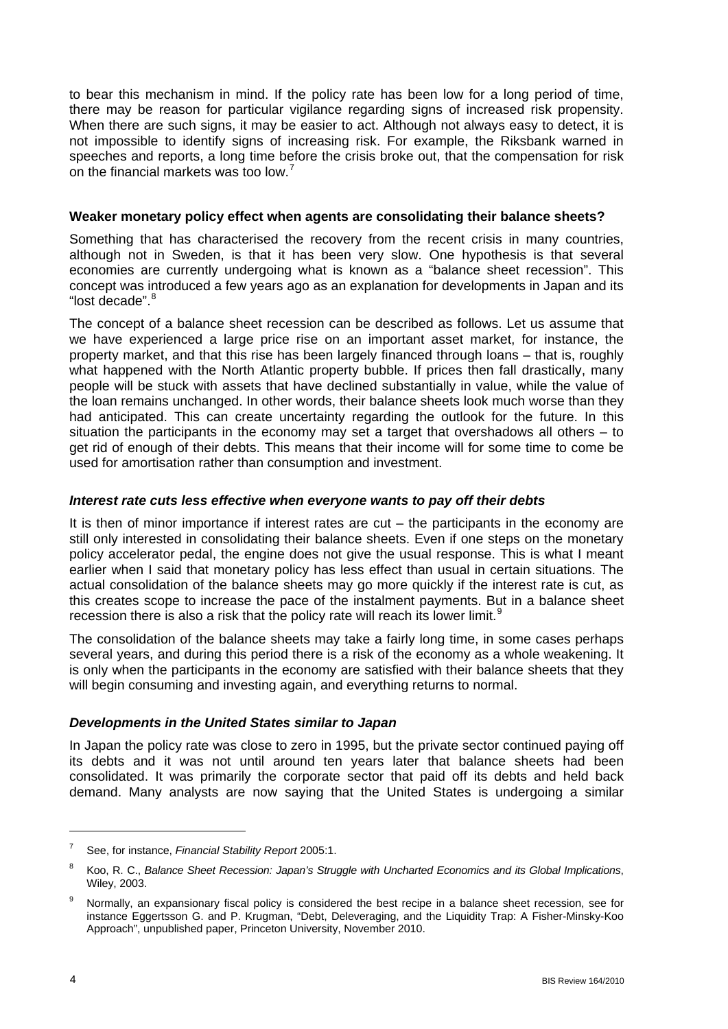to bear this mechanism in mind. If the policy rate has been low for a long period of time, there may be reason for particular vigilance regarding signs of increased risk propensity. When there are such signs, it may be easier to act. Although not always easy to detect, it is not impossible to identify signs of increasing risk. For example, the Riksbank warned in speeches and reports, a long time before the crisis broke out, that the compensation for risk on the financial markets was too low.[7]

### Weaker monetary policy effect when agents are consolidating their balance sheets?

Something that has characterised the recovery from the recent crisis in many countries, although not in Sweden, is that it has been very slow. One hypothesis is that several economies are currently undergoing what is known as a "balance sheet recession". This concept was introduced a few years ago as an explanation for developments in Japan and its "lost decade".[8]

The concept of a balance sheet recession can be described as follows. Let us assume that we have experienced a large price rise on an important asset market, for instance, the property market, and that this rise has been largely financed through loans – that is, roughly what happened with the North Atlantic property bubble. If prices then fall drastically, many people will be stuck with assets that have declined substantially in value, while the value of the loan remains unchanged. In other words, their balance sheets look much worse than they had anticipated. This can create uncertainty regarding the outlook for the future. In this situation the participants in the economy may set a target that overshadows all others – to get rid of enough of their debts. This means that their income will for some time to come be used for amortisation rather than consumption and investment.

#### *Interest rate cuts less effective when everyone wants to pay off their debts*

It is then of minor importance if interest rates are cut – the participants in the economy are still only interested in consolidating their balance sheets. Even if one steps on the monetary policy accelerator pedal, the engine does not give the usual response. This is what I meant earlier when I said that monetary policy has less effect than usual in certain situations. The actual consolidation of the balance sheets may go more quickly if the interest rate is cut, as this creates scope to increase the pace of the instalment payments. But in a balance sheet recession there is also a risk that the policy rate will reach its lower limit.[9]

The consolidation of the balance sheets may take a fairly long time, in some cases perhaps several years, and during this period there is a risk of the economy as a whole weakening. It is only when the participants in the economy are satisfied with their balance sheets that they will begin consuming and investing again, and everything returns to normal.

#### *Developments in the United States similar to Japan*

In Japan the policy rate was close to zero in 1995, but the private sector continued paying off its debts and it was not until around ten years later that balance sheets had been consolidated. It was primarily the corporate sector that paid off its debts and held back demand. Many analysts are now saying that the United States is undergoing a similar

---

[7] See, for instance, *Financial Stability Report* 2005:1.

[8] Koo, R. C., *Balance Sheet Recession: Japan's Struggle with Uncharted Economics and its Global Implications*, Wiley, 2003.

[9] Normally, an expansionary fiscal policy is considered the best recipe in a balance sheet recession, see for instance Eggertsson G. and P. Krugman, "Debt, Deleveraging, and the Liquidity Trap: A Fisher-Minsky-Koo Approach", unpublished paper, Princeton University, November 2010.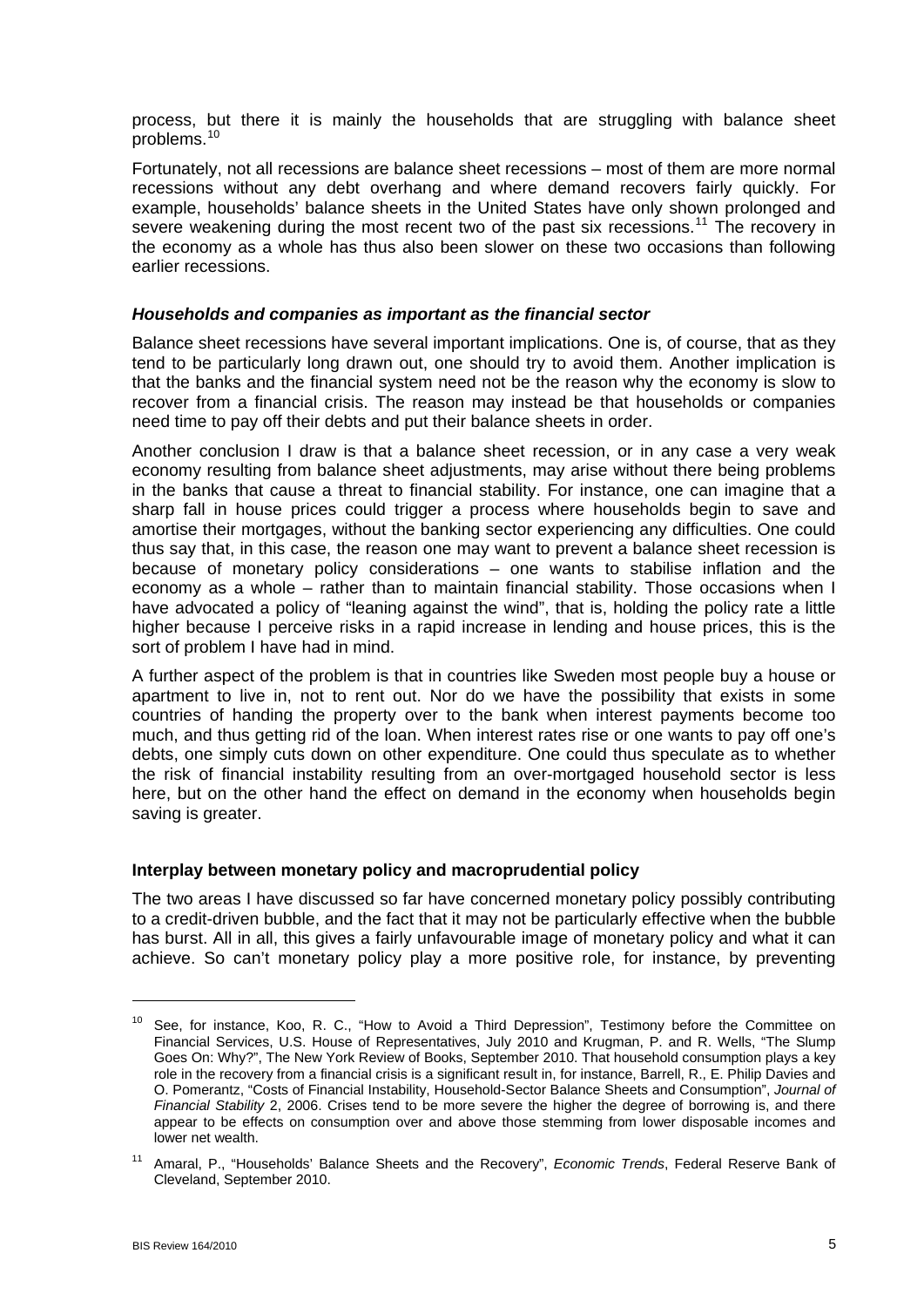process, but there it is mainly the households that are struggling with balance sheet problems.[10]

Fortunately, not all recessions are balance sheet recessions – most of them are more normal recessions without any debt overhang and where demand recovers fairly quickly. For example, households' balance sheets in the United States have only shown prolonged and severe weakening during the most recent two of the past six recessions.[11] The recovery in the economy as a whole has thus also been slower on these two occasions than following earlier recessions.

### *Households and companies as important as the financial sector*

Balance sheet recessions have several important implications. One is, of course, that as they tend to be particularly long drawn out, one should try to avoid them. Another implication is that the banks and the financial system need not be the reason why the economy is slow to recover from a financial crisis. The reason may instead be that households or companies need time to pay off their debts and put their balance sheets in order.

Another conclusion I draw is that a balance sheet recession, or in any case a very weak economy resulting from balance sheet adjustments, may arise without there being problems in the banks that cause a threat to financial stability. For instance, one can imagine that a sharp fall in house prices could trigger a process where households begin to save and amortise their mortgages, without the banking sector experiencing any difficulties. One could thus say that, in this case, the reason one may want to prevent a balance sheet recession is because of monetary policy considerations – one wants to stabilise inflation and the economy as a whole – rather than to maintain financial stability. Those occasions when I have advocated a policy of "leaning against the wind", that is, holding the policy rate a little higher because I perceive risks in a rapid increase in lending and house prices, this is the sort of problem I have had in mind.

A further aspect of the problem is that in countries like Sweden most people buy a house or apartment to live in, not to rent out. Nor do we have the possibility that exists in some countries of handing the property over to the bank when interest payments become too much, and thus getting rid of the loan. When interest rates rise or one wants to pay off one's debts, one simply cuts down on other expenditure. One could thus speculate as to whether the risk of financial instability resulting from an over-mortgaged household sector is less here, but on the other hand the effect on demand in the economy when households begin saving is greater.

## Interplay between monetary policy and macroprudential policy

The two areas I have discussed so far have concerned monetary policy possibly contributing to a credit-driven bubble, and the fact that it may not be particularly effective when the bubble has burst. All in all, this gives a fairly unfavourable image of monetary policy and what it can achieve. So can't monetary policy play a more positive role, for instance, by preventing

---

[10] See, for instance, Koo, R. C., "How to Avoid a Third Depression", Testimony before the Committee on Financial Services, U.S. House of Representatives, July 2010 and Krugman, P. and R. Wells, "The Slump Goes On: Why?", The New York Review of Books, September 2010. That household consumption plays a key role in the recovery from a financial crisis is a significant result in, for instance, Barrell, R., E. Philip Davies and O. Pomerantz, "Costs of Financial Instability, Household-Sector Balance Sheets and Consumption", *Journal of Financial Stability* 2, 2006. Crises tend to be more severe the higher the degree of borrowing is, and there appear to be effects on consumption over and above those stemming from lower disposable incomes and lower net wealth.

[11] Amaral, P., "Households' Balance Sheets and the Recovery", *Economic Trends*, Federal Reserve Bank of Cleveland, September 2010.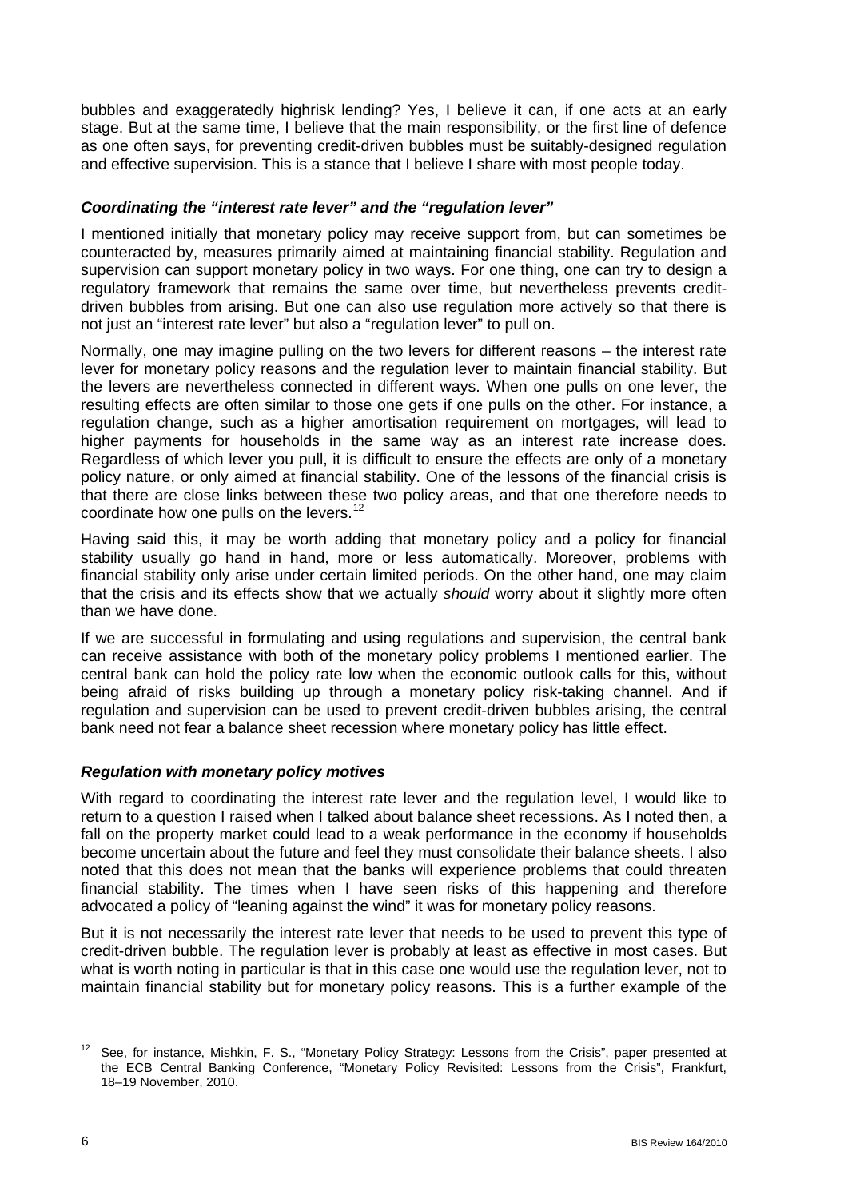bubbles and exaggeratedly highrisk lending? Yes, I believe it can, if one acts at an early stage. But at the same time, I believe that the main responsibility, or the first line of defence as one often says, for preventing credit-driven bubbles must be suitably-designed regulation and effective supervision. This is a stance that I believe I share with most people today.

### *Coordinating the "interest rate lever" and the "regulation lever"*

I mentioned initially that monetary policy may receive support from, but can sometimes be counteracted by, measures primarily aimed at maintaining financial stability. Regulation and supervision can support monetary policy in two ways. For one thing, one can try to design a regulatory framework that remains the same over time, but nevertheless prevents credit-driven bubbles from arising. But one can also use regulation more actively so that there is not just an "interest rate lever" but also a "regulation lever" to pull on.

Normally, one may imagine pulling on the two levers for different reasons – the interest rate lever for monetary policy reasons and the regulation lever to maintain financial stability. But the levers are nevertheless connected in different ways. When one pulls on one lever, the resulting effects are often similar to those one gets if one pulls on the other. For instance, a regulation change, such as a higher amortisation requirement on mortgages, will lead to higher payments for households in the same way as an interest rate increase does. Regardless of which lever you pull, it is difficult to ensure the effects are only of a monetary policy nature, or only aimed at financial stability. One of the lessons of the financial crisis is that there are close links between these two policy areas, and that one therefore needs to coordinate how one pulls on the levers.[12]

Having said this, it may be worth adding that monetary policy and a policy for financial stability usually go hand in hand, more or less automatically. Moreover, problems with financial stability only arise under certain limited periods. On the other hand, one may claim that the crisis and its effects show that we actually *should* worry about it slightly more often than we have done.

If we are successful in formulating and using regulations and supervision, the central bank can receive assistance with both of the monetary policy problems I mentioned earlier. The central bank can hold the policy rate low when the economic outlook calls for this, without being afraid of risks building up through a monetary policy risk-taking channel. And if regulation and supervision can be used to prevent credit-driven bubbles arising, the central bank need not fear a balance sheet recession where monetary policy has little effect.

### *Regulation with monetary policy motives*

With regard to coordinating the interest rate lever and the regulation level, I would like to return to a question I raised when I talked about balance sheet recessions. As I noted then, a fall on the property market could lead to a weak performance in the economy if households become uncertain about the future and feel they must consolidate their balance sheets. I also noted that this does not mean that the banks will experience problems that could threaten financial stability. The times when I have seen risks of this happening and therefore advocated a policy of "leaning against the wind" it was for monetary policy reasons.

But it is not necessarily the interest rate lever that needs to be used to prevent this type of credit-driven bubble. The regulation lever is probably at least as effective in most cases. But what is worth noting in particular is that in this case one would use the regulation lever, not to maintain financial stability but for monetary policy reasons. This is a further example of the

---

[12] See, for instance, Mishkin, F. S., "Monetary Policy Strategy: Lessons from the Crisis", paper presented at the ECB Central Banking Conference, "Monetary Policy Revisited: Lessons from the Crisis", Frankfurt, 18–19 November, 2010.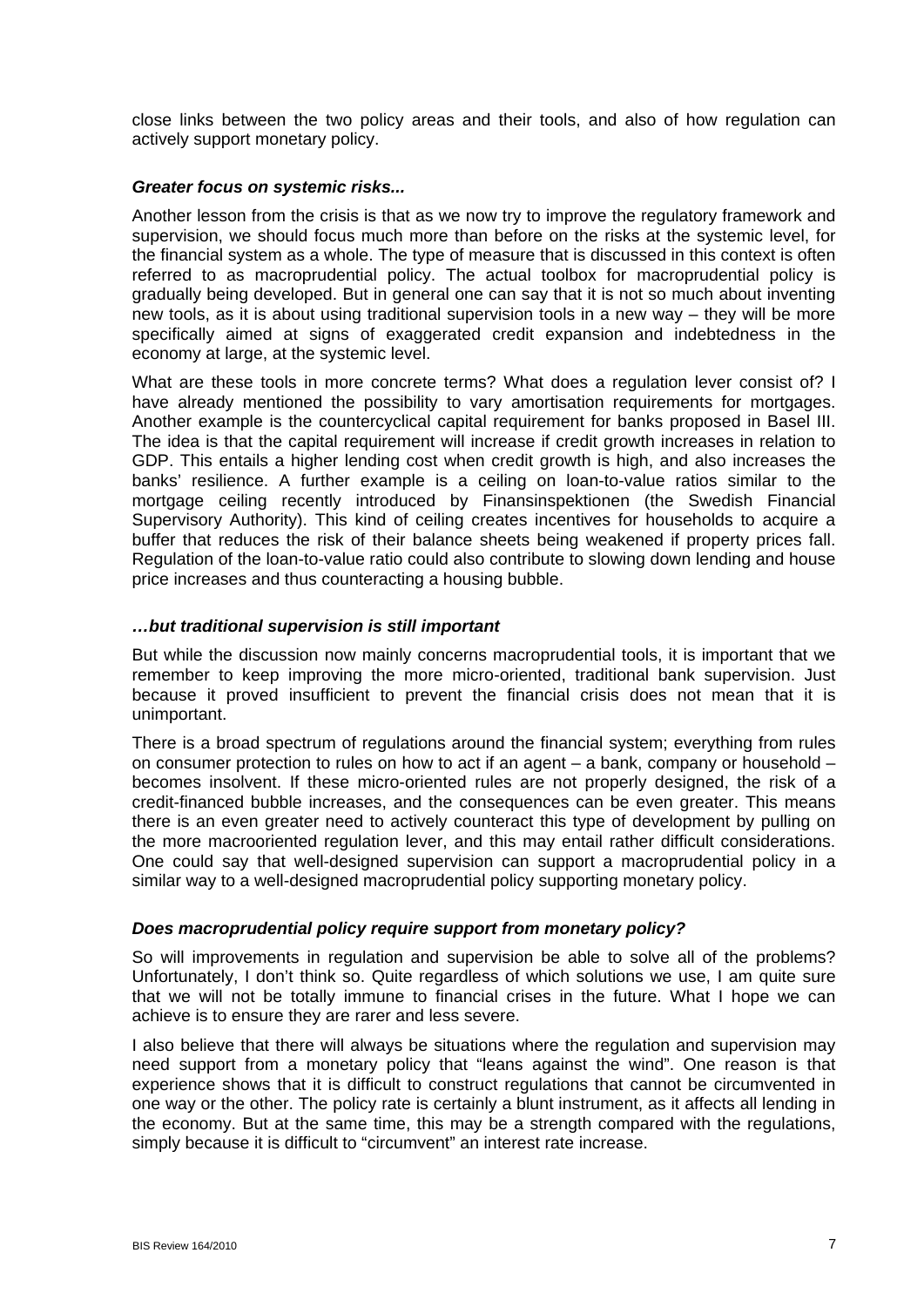close links between the two policy areas and their tools, and also of how regulation can actively support monetary policy.

### *Greater focus on systemic risks...*

Another lesson from the crisis is that as we now try to improve the regulatory framework and supervision, we should focus much more than before on the risks at the systemic level, for the financial system as a whole. The type of measure that is discussed in this context is often referred to as macroprudential policy. The actual toolbox for macroprudential policy is gradually being developed. But in general one can say that it is not so much about inventing new tools, as it is about using traditional supervision tools in a new way – they will be more specifically aimed at signs of exaggerated credit expansion and indebtedness in the economy at large, at the systemic level.

What are these tools in more concrete terms? What does a regulation lever consist of? I have already mentioned the possibility to vary amortisation requirements for mortgages. Another example is the countercyclical capital requirement for banks proposed in Basel III. The idea is that the capital requirement will increase if credit growth increases in relation to GDP. This entails a higher lending cost when credit growth is high, and also increases the banks' resilience. A further example is a ceiling on loan-to-value ratios similar to the mortgage ceiling recently introduced by Finansinspektionen (the Swedish Financial Supervisory Authority). This kind of ceiling creates incentives for households to acquire a buffer that reduces the risk of their balance sheets being weakened if property prices fall. Regulation of the loan-to-value ratio could also contribute to slowing down lending and house price increases and thus counteracting a housing bubble.

### *…but traditional supervision is still important*

But while the discussion now mainly concerns macroprudential tools, it is important that we remember to keep improving the more micro-oriented, traditional bank supervision. Just because it proved insufficient to prevent the financial crisis does not mean that it is unimportant.

There is a broad spectrum of regulations around the financial system; everything from rules on consumer protection to rules on how to act if an agent – a bank, company or household – becomes insolvent. If these micro-oriented rules are not properly designed, the risk of a credit-financed bubble increases, and the consequences can be even greater. This means there is an even greater need to actively counteract this type of development by pulling on the more macrooriented regulation lever, and this may entail rather difficult considerations. One could say that well-designed supervision can support a macroprudential policy in a similar way to a well-designed macroprudential policy supporting monetary policy.

### *Does macroprudential policy require support from monetary policy?*

So will improvements in regulation and supervision be able to solve all of the problems? Unfortunately, I don't think so. Quite regardless of which solutions we use, I am quite sure that we will not be totally immune to financial crises in the future. What I hope we can achieve is to ensure they are rarer and less severe.

I also believe that there will always be situations where the regulation and supervision may need support from a monetary policy that "leans against the wind". One reason is that experience shows that it is difficult to construct regulations that cannot be circumvented in one way or the other. The policy rate is certainly a blunt instrument, as it affects all lending in the economy. But at the same time, this may be a strength compared with the regulations, simply because it is difficult to "circumvent" an interest rate increase.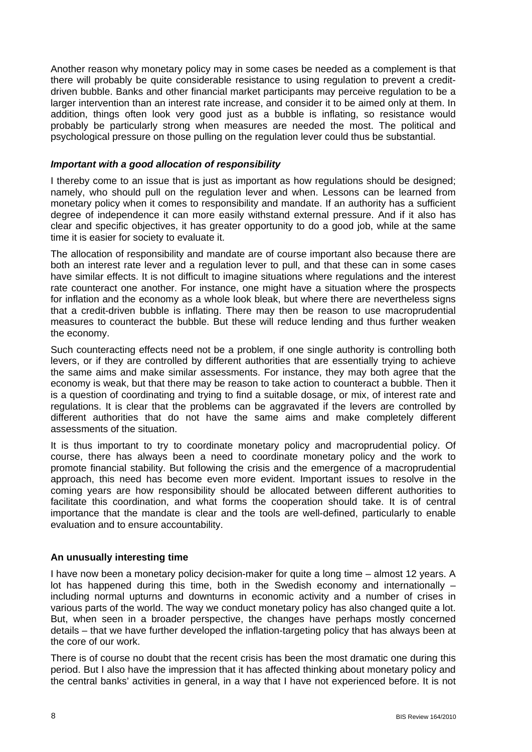Another reason why monetary policy may in some cases be needed as a complement is that there will probably be quite considerable resistance to using regulation to prevent a credit-driven bubble. Banks and other financial market participants may perceive regulation to be a larger intervention than an interest rate increase, and consider it to be aimed only at them. In addition, things often look very good just as a bubble is inflating, so resistance would probably be particularly strong when measures are needed the most. The political and psychological pressure on those pulling on the regulation lever could thus be substantial.

### ***Important with a good allocation of responsibility***

I thereby come to an issue that is just as important as how regulations should be designed; namely, who should pull on the regulation lever and when. Lessons can be learned from monetary policy when it comes to responsibility and mandate. If an authority has a sufficient degree of independence it can more easily withstand external pressure. And if it also has clear and specific objectives, it has greater opportunity to do a good job, while at the same time it is easier for society to evaluate it.

The allocation of responsibility and mandate are of course important also because there are both an interest rate lever and a regulation lever to pull, and that these can in some cases have similar effects. It is not difficult to imagine situations where regulations and the interest rate counteract one another. For instance, one might have a situation where the prospects for inflation and the economy as a whole look bleak, but where there are nevertheless signs that a credit-driven bubble is inflating. There may then be reason to use macroprudential measures to counteract the bubble. But these will reduce lending and thus further weaken the economy.

Such counteracting effects need not be a problem, if one single authority is controlling both levers, or if they are controlled by different authorities that are essentially trying to achieve the same aims and make similar assessments. For instance, they may both agree that the economy is weak, but that there may be reason to take action to counteract a bubble. Then it is a question of coordinating and trying to find a suitable dosage, or mix, of interest rate and regulations. It is clear that the problems can be aggravated if the levers are controlled by different authorities that do not have the same aims and make completely different assessments of the situation.

It is thus important to try to coordinate monetary policy and macroprudential policy. Of course, there has always been a need to coordinate monetary policy and the work to promote financial stability. But following the crisis and the emergence of a macroprudential approach, this need has become even more evident. Important issues to resolve in the coming years are how responsibility should be allocated between different authorities to facilitate this coordination, and what forms the cooperation should take. It is of central importance that the mandate is clear and the tools are well-defined, particularly to enable evaluation and to ensure accountability.

## **An unusually interesting time**

I have now been a monetary policy decision-maker for quite a long time – almost 12 years. A lot has happened during this time, both in the Swedish economy and internationally – including normal upturns and downturns in economic activity and a number of crises in various parts of the world. The way we conduct monetary policy has also changed quite a lot. But, when seen in a broader perspective, the changes have perhaps mostly concerned details – that we have further developed the inflation-targeting policy that has always been at the core of our work.

There is of course no doubt that the recent crisis has been the most dramatic one during this period. But I also have the impression that it has affected thinking about monetary policy and the central banks' activities in general, in a way that I have not experienced before. It is not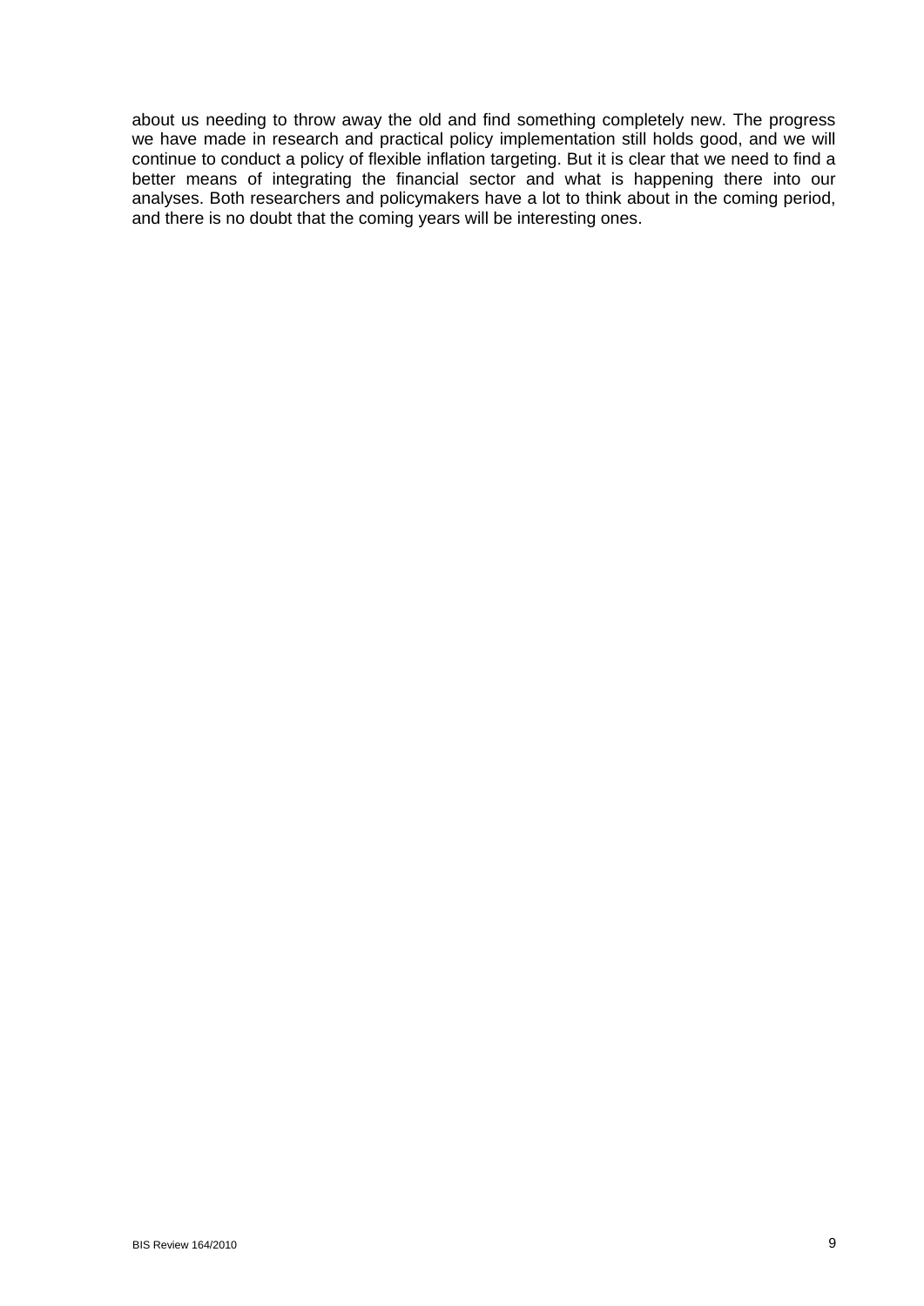about us needing to throw away the old and find something completely new. The progress we have made in research and practical policy implementation still holds good, and we will continue to conduct a policy of flexible inflation targeting. But it is clear that we need to find a better means of integrating the financial sector and what is happening there into our analyses. Both researchers and policymakers have a lot to think about in the coming period, and there is no doubt that the coming years will be interesting ones.